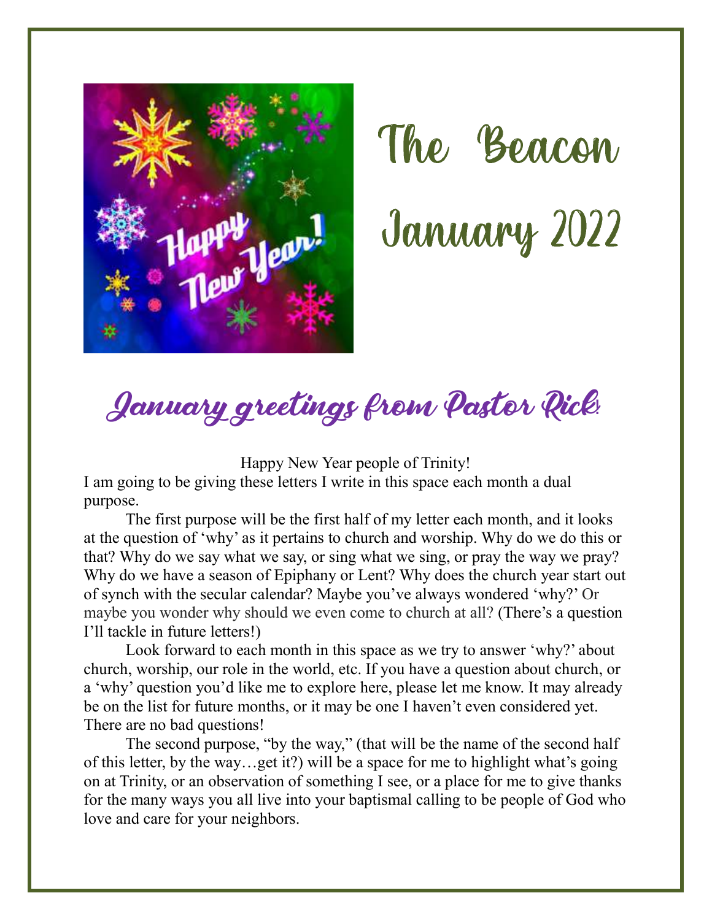# The Beacon

# January 2022

## January greetings from Pastor Rick!

Happy New Year people of Trinity!

I am going to be giving these letters I write in this space each month a dual purpose.

The first purpose will be the first half of my letter each month, and it looks at the question of 'why' as it pertains to church and worship. Why do we do this or that? Why do we say what we say, or sing what we sing, or pray the way we pray? Why do we have a season of Epiphany or Lent? Why does the church year start out of synch with the secular calendar? Maybe you've always wondered 'why?' Or maybe you wonder why should we even come to church at all? (There's a question I'll tackle in future letters!)

Look forward to each month in this space as we try to answer 'why?' about church, worship, our role in the world, etc. If you have a question about church, or a 'why' question you'd like me to explore here, please let me know. It may already be on the list for future months, or it may be one I haven't even considered yet. There are no bad questions!

The second purpose, "by the way," (that will be the name of the second half of this letter, by the way…get it?) will be a space for me to highlight what's going on at Trinity, or an observation of something I see, or a place for me to give thanks for the many ways you all live into your baptismal calling to be people of God who love and care for your neighbors.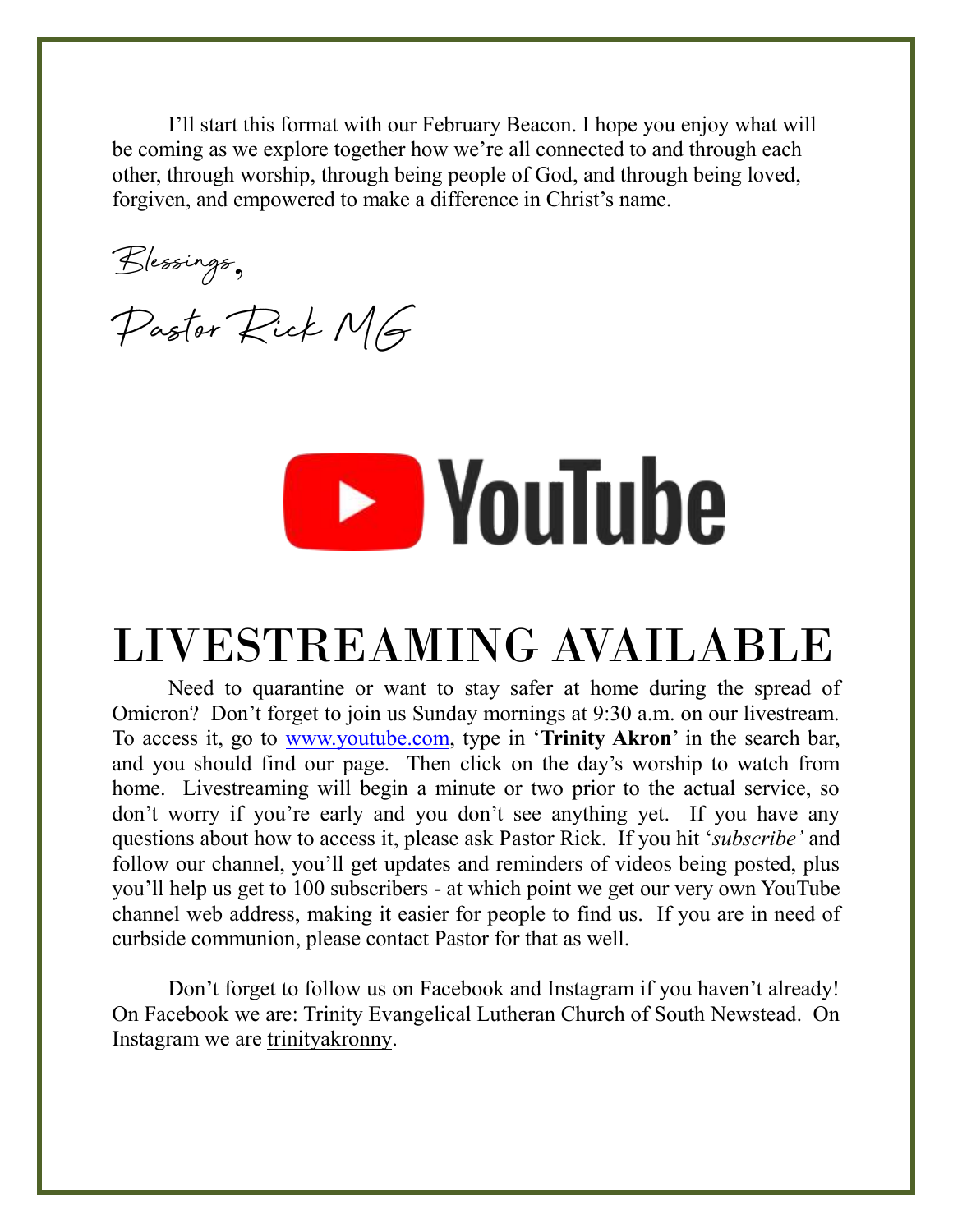I'll start this format with our February Beacon. I hope you enjoy what will be coming as we explore together how we're all connected to and through each other, through worship, through being people of God, and through being loved, forgiven, and empowered to make a difference in Christ's name.

*Blessings,*

*Pastor Rick MG*

# LIVESTREAMING AVAILABLE

Need to quarantine or want to stay safer at home during the spread of Omicron? Don't forget to join us Sunday mornings at 9:30 a.m. on our livestream. To access it, go to www.youtube.com, type in '**Trinity Akron**' in the search bar, and you should find our page. Then click on the day's worship to watch from home. Livestreaming will begin a minute or two prior to the actual service, so don't worry if you're early and you don't see anything yet. If you have any questions about how to access it, please ask Pastor Rick. If you hit '*subscribe'* and follow our channel, you'll get updates and reminders of videos being posted, plus you'll help us get to 100 subscribers - at which point we get our very own YouTube channel web address, making it easier for people to find us. If you are in need of curbside communion, please contact Pastor for that as well.

Don't forget to follow us on Facebook and Instagram if you haven't already! On Facebook we are: Trinity Evangelical Lutheran Church of South Newstead. On Instagram we are trinityakronny.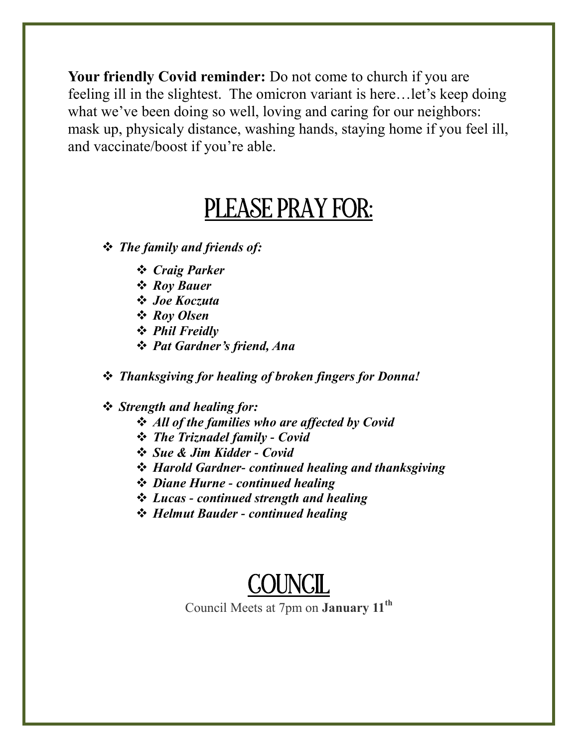**Your friendly Covid reminder:** Do not come to church if you are feeling ill in the slightest. The omicron variant is here…let's keep doing what we've been doing so well, loving and caring for our neighbors: mask up, physicaly distance, washing hands, staying home if you feel ill, and vaccinate/boost if you're able.

# PLEASE PRAY FOR:

- ***The family and friends of:***
  - ***Craig Parker***
  - ***Roy Bauer***
  - ***Joe Koczuta***
  - ***Roy Olsen***
  - ***Phil Freidly***
  - ***Pat Gardner's friend, Ana***
- ***Thanksgiving for healing of broken fingers for Donna!***
- ***Strength and healing for:***
  - ***All of the families who are affected by Covid***
  - ***The Triznadel family - Covid***
  - ***Sue & Jim Kidder - Covid***
  - ***Harold Gardner- continued healing and thanksgiving***
  - ***Diane Hurne - continued healing***
  - ***Lucas - continued strength and healing***
  - ***Helmut Bauder - continued healing***

# COUNCIL

Council Meets at 7pm on **January 11th**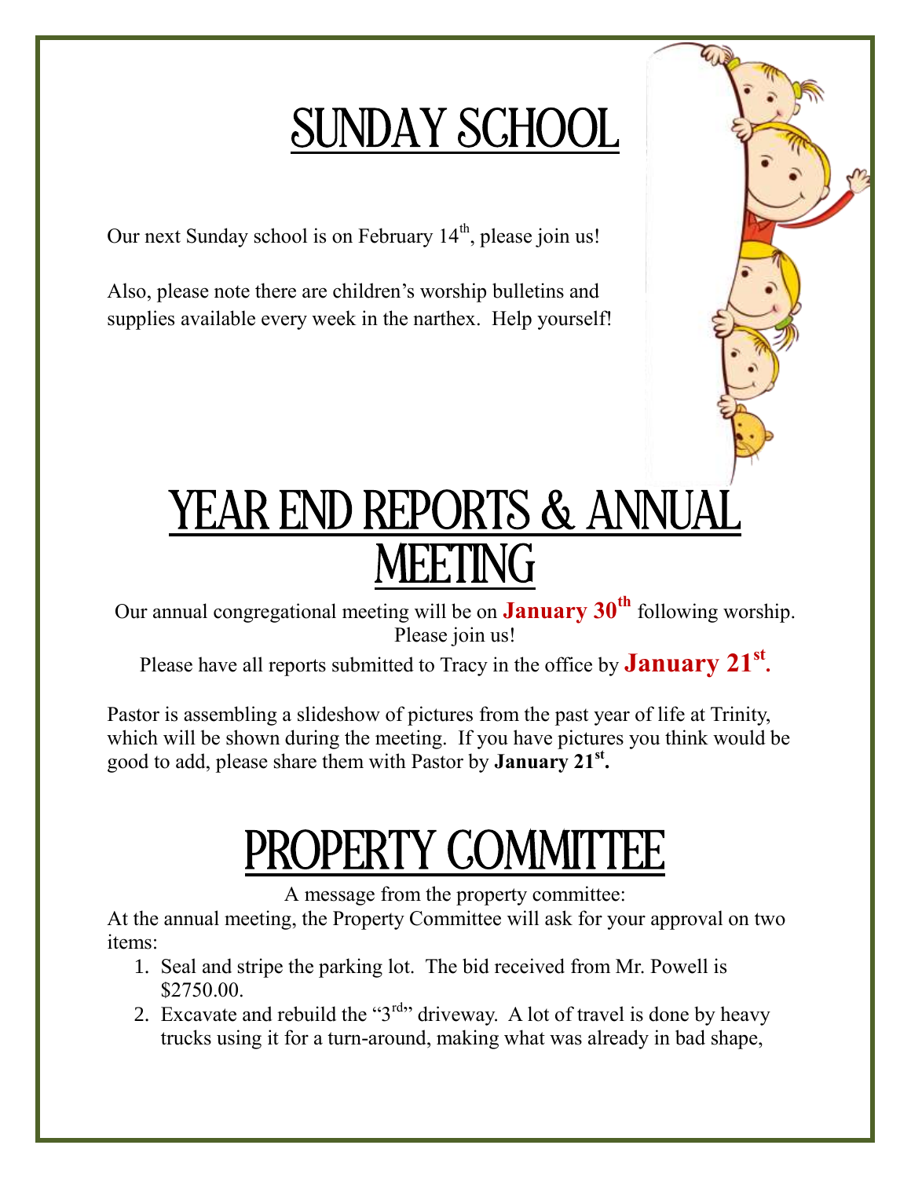# SUNDAY SCHOOL

Our next Sunday school is on February 14th, please join us!

Also, please note there are children's worship bulletins and supplies available every week in the narthex. Help yourself!

# YEAR END REPORTS & ANNUAL MEETING

Our annual congregational meeting will be on **January 30th** following worship. Please join us!

Please have all reports submitted to Tracy in the office by **January 21st**.

Pastor is assembling a slideshow of pictures from the past year of life at Trinity, which will be shown during the meeting. If you have pictures you think would be good to add, please share them with Pastor by **January 21st.**

# PROPERTY COMMITTEE

A message from the property committee:

At the annual meeting, the Property Committee will ask for your approval on two items:

1. Seal and stripe the parking lot. The bid received from Mr. Powell is $2750.00.
2. Excavate and rebuild the "3rd" driveway. A lot of travel is done by heavy trucks using it for a turn-around, making what was already in bad shape,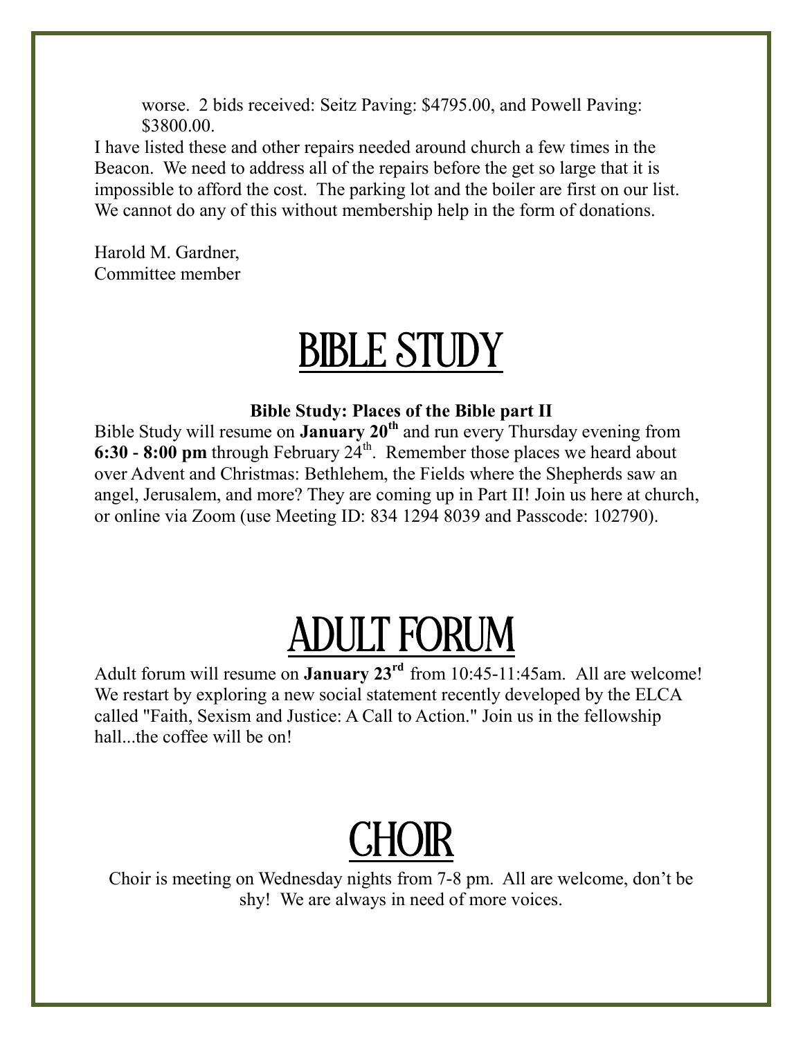worse. 2 bids received: Seitz Paving: $4795.00, and Powell Paving: $3800.00.

I have listed these and other repairs needed around church a few times in the Beacon. We need to address all of the repairs before the get so large that it is impossible to afford the cost. The parking lot and the boiler are first on our list. We cannot do any of this without membership help in the form of donations.

Harold M. Gardner,
Committee member

# BIBLE STUDY

**Bible Study: Places of the Bible part II**

Bible Study will resume on **January 20th** and run every Thursday evening from **6:30 - 8:00 pm** through February 24th. Remember those places we heard about over Advent and Christmas: Bethlehem, the Fields where the Shepherds saw an angel, Jerusalem, and more? They are coming up in Part II! Join us here at church, or online via Zoom (use Meeting ID: 834 1294 8039 and Passcode: 102790).

# ADULT FORUM

Adult forum will resume on **January 23rd** from 10:45-11:45am. All are welcome! We restart by exploring a new social statement recently developed by the ELCA called "Faith, Sexism and Justice: A Call to Action." Join us in the fellowship hall...the coffee will be on!

# CHOIR

Choir is meeting on Wednesday nights from 7-8 pm. All are welcome, don't be shy! We are always in need of more voices.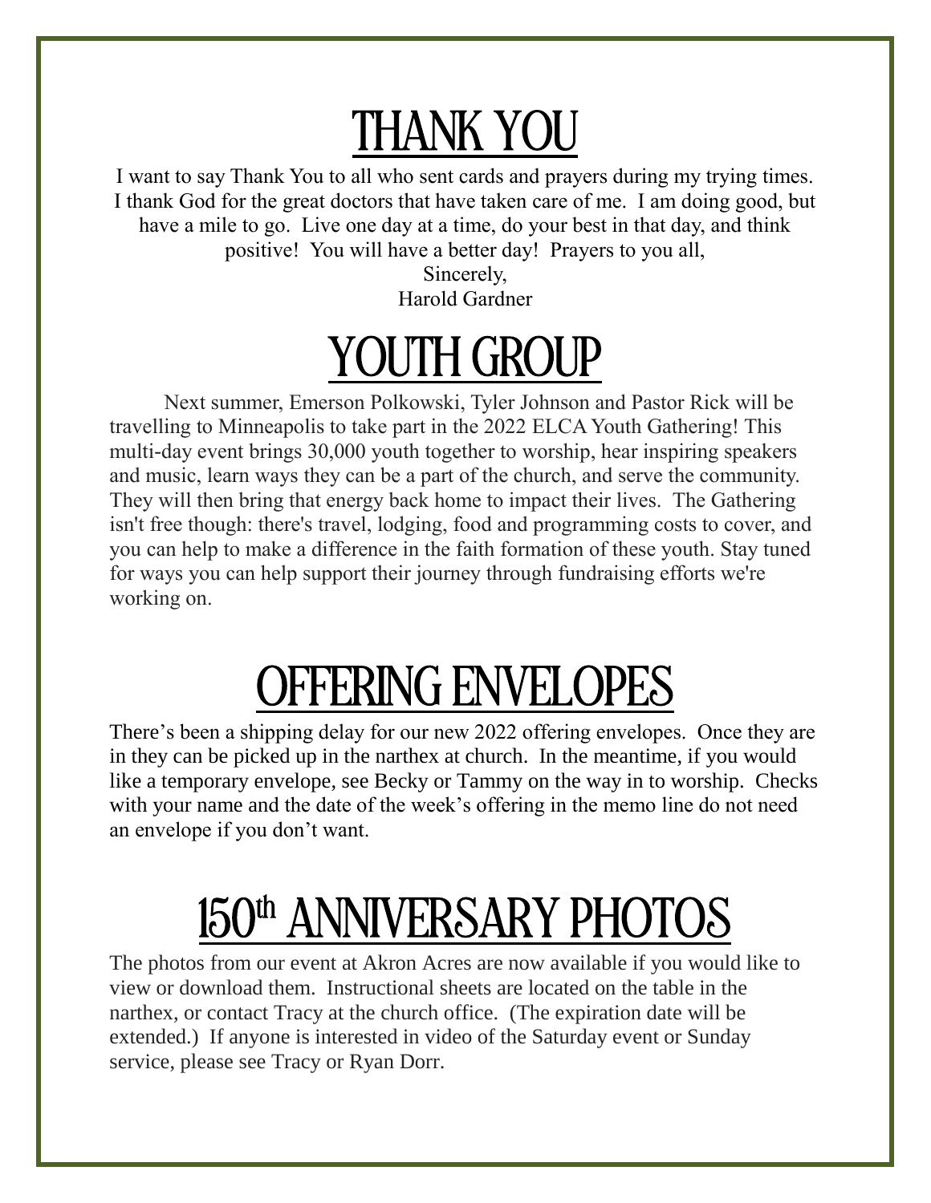# THANK YOU

I want to say Thank You to all who sent cards and prayers during my trying times. I thank God for the great doctors that have taken care of me. I am doing good, but have a mile to go. Live one day at a time, do your best in that day, and think positive! You will have a better day! Prayers to you all,

Sincerely,
Harold Gardner

# YOUTH GROUP

Next summer, Emerson Polkowski, Tyler Johnson and Pastor Rick will be travelling to Minneapolis to take part in the 2022 ELCA Youth Gathering! This multi-day event brings 30,000 youth together to worship, hear inspiring speakers and music, learn ways they can be a part of the church, and serve the community. They will then bring that energy back home to impact their lives. The Gathering isn't free though: there's travel, lodging, food and programming costs to cover, and you can help to make a difference in the faith formation of these youth. Stay tuned for ways you can help support their journey through fundraising efforts we're working on.

# OFFERING ENVELOPES

There's been a shipping delay for our new 2022 offering envelopes. Once they are in they can be picked up in the narthex at church. In the meantime, if you would like a temporary envelope, see Becky or Tammy on the way in to worship. Checks with your name and the date of the week's offering in the memo line do not need an envelope if you don't want.

# 150th ANNIVERSARY PHOTOS

The photos from our event at Akron Acres are now available if you would like to view or download them. Instructional sheets are located on the table in the narthex, or contact Tracy at the church office. (The expiration date will be extended.) If anyone is interested in video of the Saturday event or Sunday service, please see Tracy or Ryan Dorr.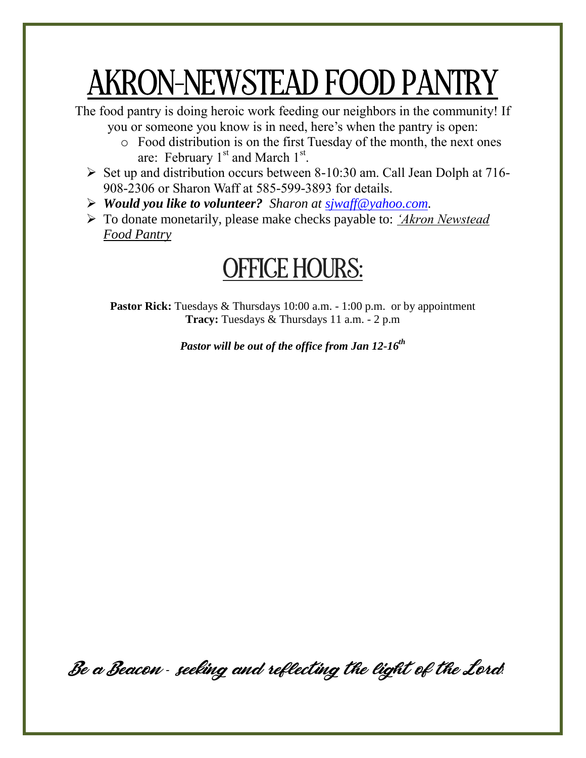# AKRON-NEWSTEAD FOOD PANTRY

The food pantry is doing heroic work feeding our neighbors in the community! If you or someone you know is in need, here's when the pantry is open:

- Food distribution is on the first Tuesday of the month, the next ones are: February 1st and March 1st.
- Set up and distribution occurs between 8-10:30 am. Call Jean Dolph at 716-908-2306 or Sharon Waff at 585-599-3893 for details.
- ***Would you like to volunteer?*** *Sharon at sjwaff@yahoo.com.*
- To donate monetarily, please make checks payable to: *'Akron Newstead Food Pantry*

# OFFICE HOURS:

**Pastor Rick:** Tuesdays & Thursdays 10:00 a.m. - 1:00 p.m. or by appointment
**Tracy:** Tuesdays & Thursdays 11 a.m. - 2 p.m

***Pastor will be out of the office from Jan 12-16th***

*Be a Beacon - seeking and reflecting the light of the Lord!*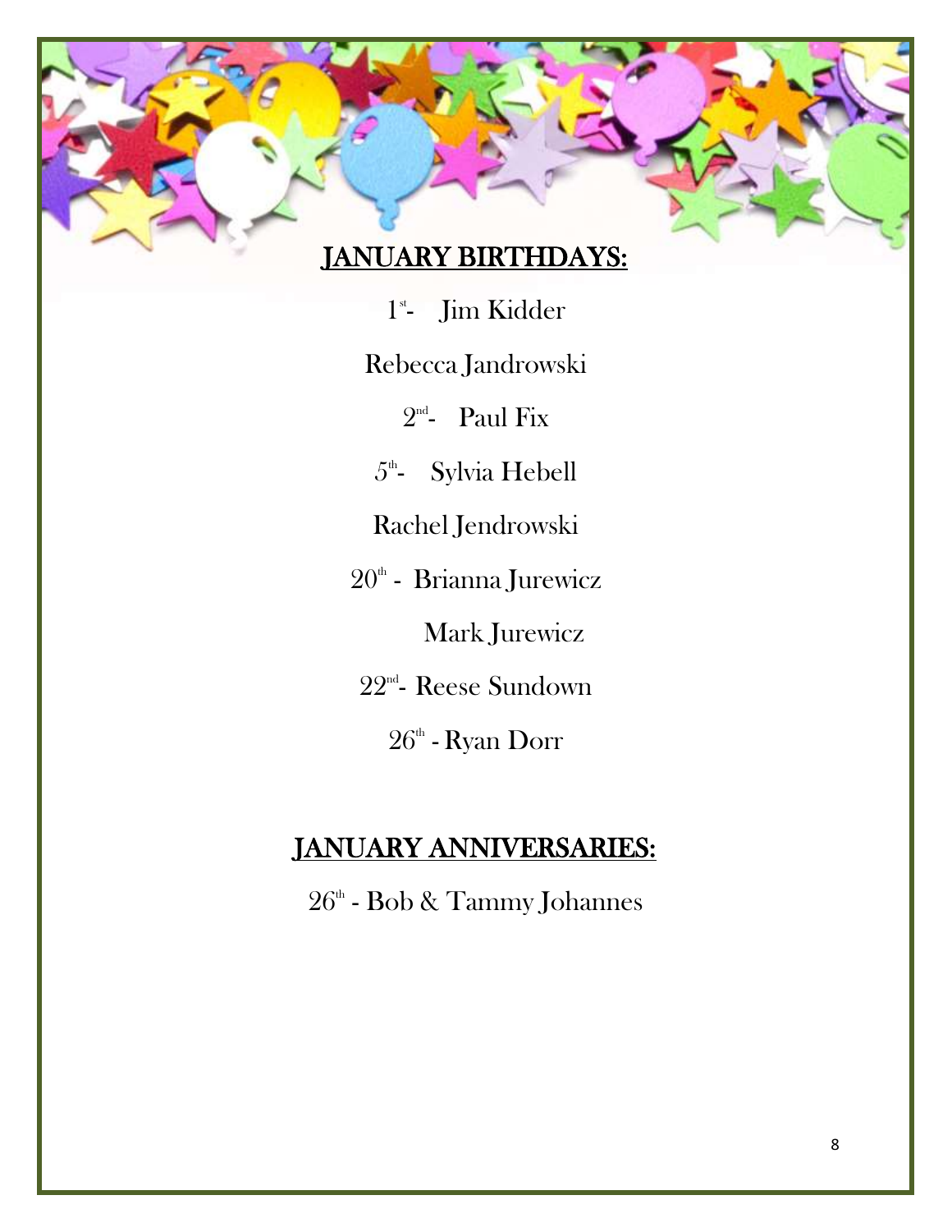## JANUARY BIRTHDAYS:

1st- Jim Kidder

Rebecca Jandrowski

2nd- Paul Fix

5th- Sylvia Hebell

Rachel Jendrowski

20th - Brianna Jurewicz

Mark Jurewicz

22nd- Reese Sundown

26th - Ryan Dorr

## JANUARY ANNIVERSARIES:

26th - Bob & Tammy Johannes